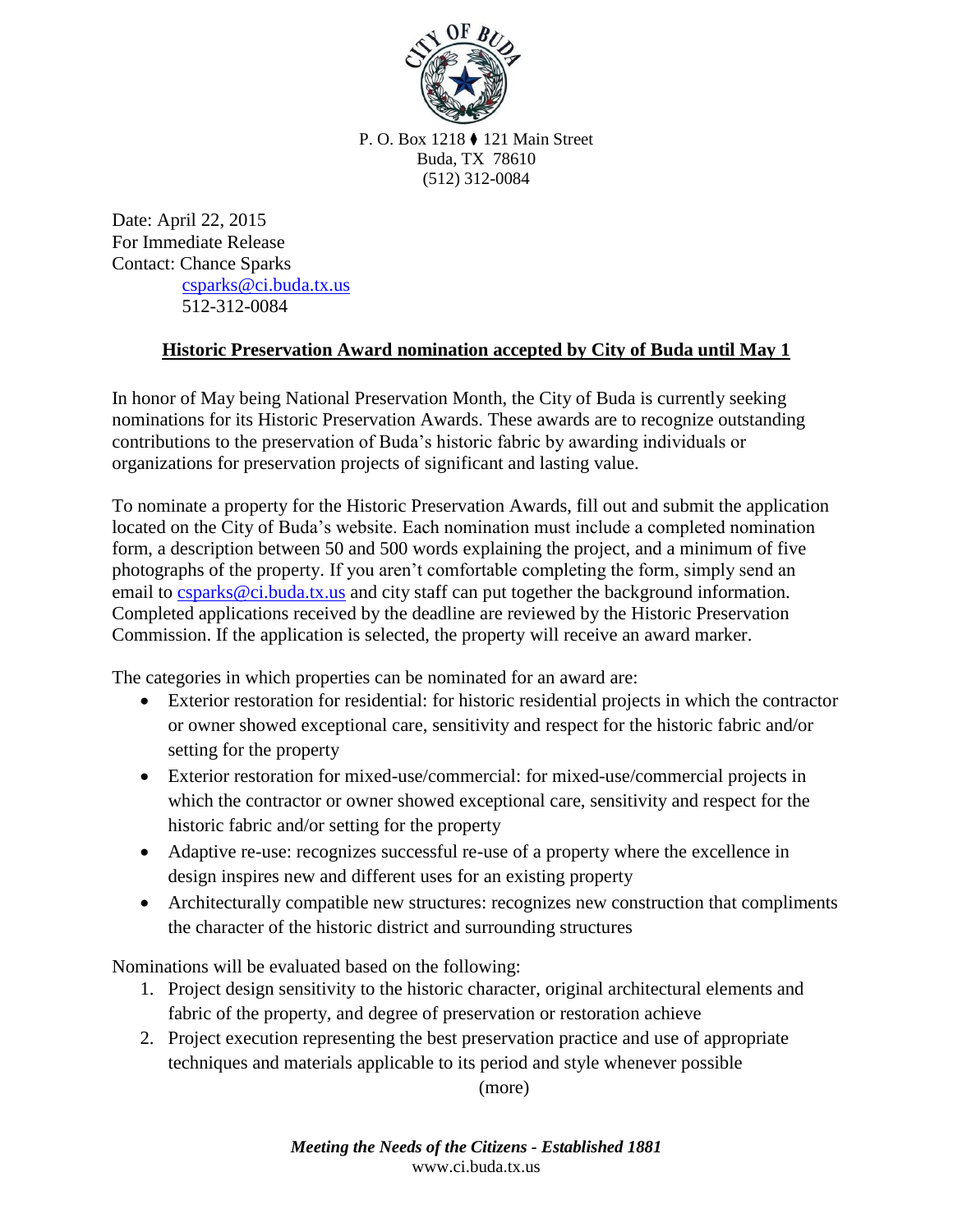P. O. Box 1218 ⧫ 121 Main Street
Buda, TX 78610
(512) 312-0084

Date: April 22, 2015
For Immediate Release
Contact: Chance Sparks
csparks@ci.buda.tx.us
512-312-0084

## Historic Preservation Award nomination accepted by City of Buda until May 1

In honor of May being National Preservation Month, the City of Buda is currently seeking nominations for its Historic Preservation Awards. These awards are to recognize outstanding contributions to the preservation of Buda's historic fabric by awarding individuals or organizations for preservation projects of significant and lasting value.

To nominate a property for the Historic Preservation Awards, fill out and submit the application located on the City of Buda's website. Each nomination must include a completed nomination form, a description between 50 and 500 words explaining the project, and a minimum of five photographs of the property. If you aren't comfortable completing the form, simply send an email to csparks@ci.buda.tx.us and city staff can put together the background information. Completed applications received by the deadline are reviewed by the Historic Preservation Commission. If the application is selected, the property will receive an award marker.

The categories in which properties can be nominated for an award are:

- Exterior restoration for residential: for historic residential projects in which the contractor or owner showed exceptional care, sensitivity and respect for the historic fabric and/or setting for the property
- Exterior restoration for mixed-use/commercial: for mixed-use/commercial projects in which the contractor or owner showed exceptional care, sensitivity and respect for the historic fabric and/or setting for the property
- Adaptive re-use: recognizes successful re-use of a property where the excellence in design inspires new and different uses for an existing property
- Architecturally compatible new structures: recognizes new construction that compliments the character of the historic district and surrounding structures

Nominations will be evaluated based on the following:

1. Project design sensitivity to the historic character, original architectural elements and fabric of the property, and degree of preservation or restoration achieve
2. Project execution representing the best preservation practice and use of appropriate techniques and materials applicable to its period and style whenever possible

(more)

*Meeting the Needs of the Citizens - Established 1881*
www.ci.buda.tx.us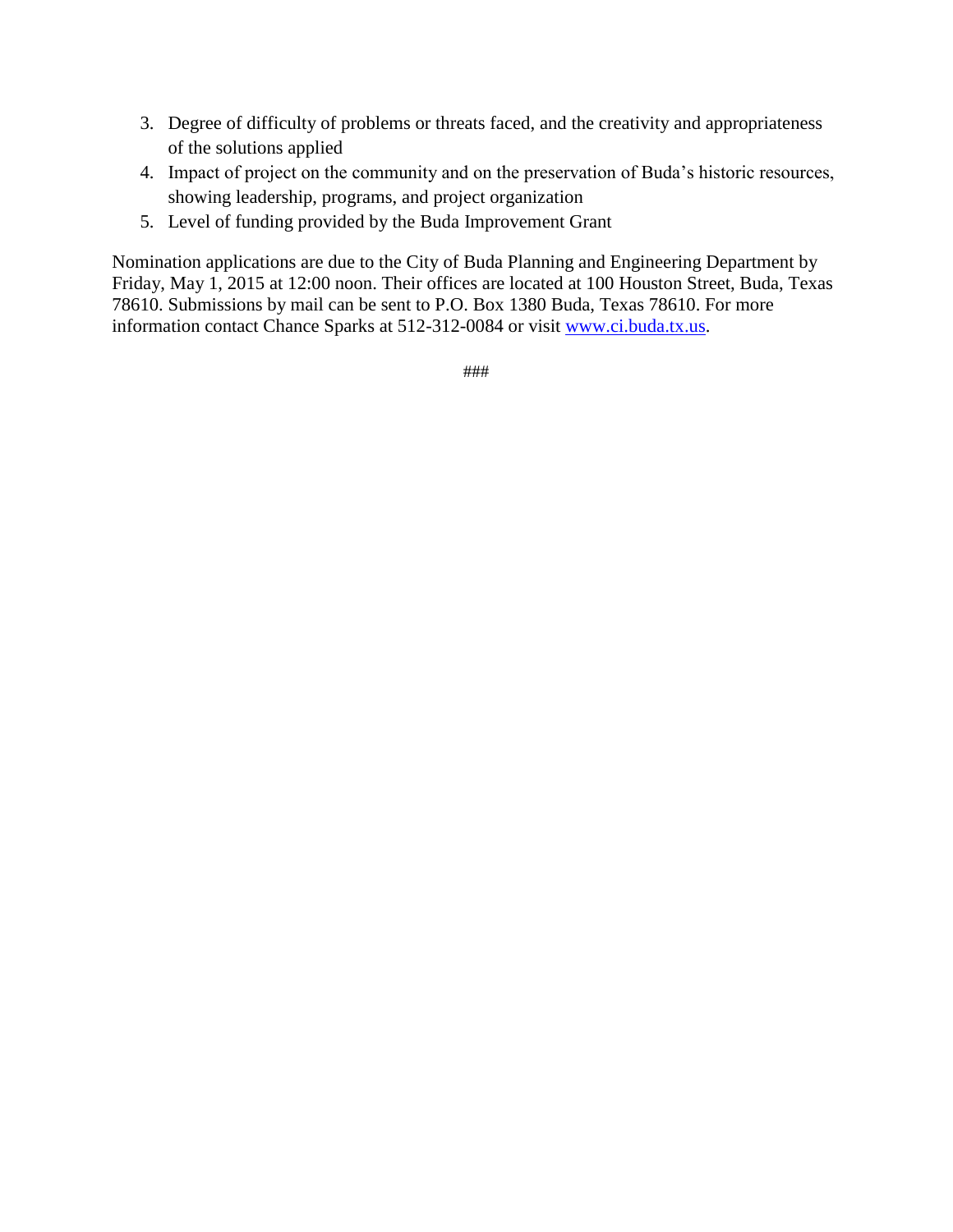3. Degree of difficulty of problems or threats faced, and the creativity and appropriateness of the solutions applied
4. Impact of project on the community and on the preservation of Buda's historic resources, showing leadership, programs, and project organization
5. Level of funding provided by the Buda Improvement Grant

Nomination applications are due to the City of Buda Planning and Engineering Department by Friday, May 1, 2015 at 12:00 noon. Their offices are located at 100 Houston Street, Buda, Texas 78610. Submissions by mail can be sent to P.O. Box 1380 Buda, Texas 78610. For more information contact Chance Sparks at 512-312-0084 or visit [www.ci.buda.tx.us](http://www.ci.buda.tx.us).

###